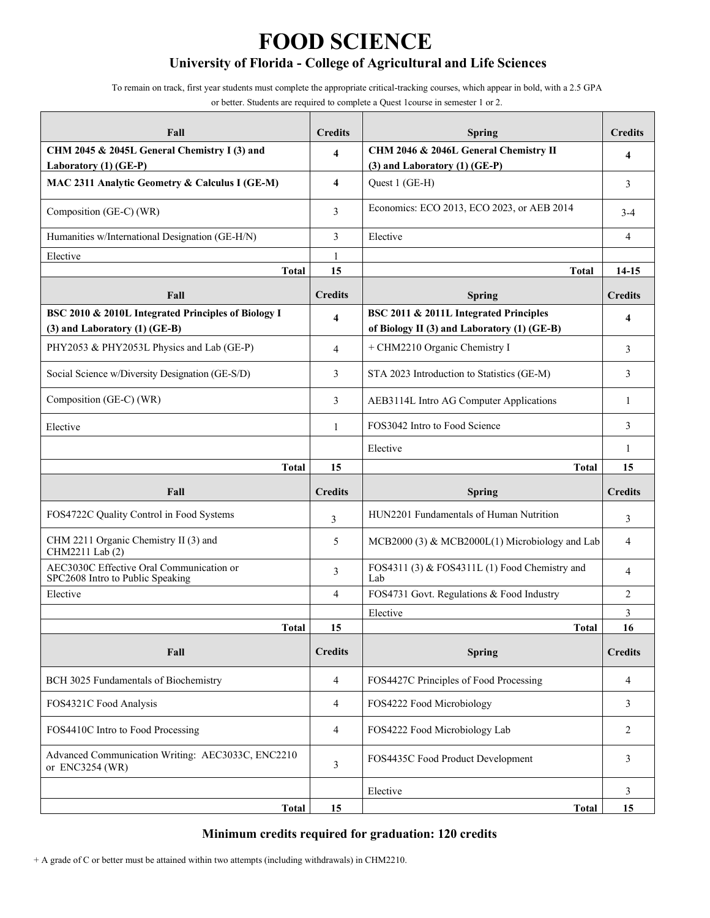# FOOD SCIENCE

## University of Florida - College of Agricultural and Life Sciences

To remain on track, first year students must complete the appropriate critical-tracking courses, which appear in bold, with a 2.5 GPA or better. Students are required to complete a Quest 1course in semester 1 or 2.

| Fall | Credits | Spring | Credits |
|---|---|---|---|
| **CHM 2045 & 2045L General Chemistry I (3) and Laboratory (1) (GE-P)** | **4** | **CHM 2046 & 2046L General Chemistry II (3) and Laboratory (1) (GE-P)** | **4** |
| **MAC 2311 Analytic Geometry & Calculus I (GE-M)** | **4** | Quest 1 (GE-H) | 3 |
| Composition (GE-C) (WR) | 3 | Economics: ECO 2013, ECO 2023, or AEB 2014 | 3-4 |
| Humanities w/International Designation (GE-H/N) | 3 | Elective | 4 |
| Elective | 1 | | |
| **Total** | **15** | **Total** | **14-15** |
| **Fall** | **Credits** | **Spring** | **Credits** |
| **BSC 2010 & 2010L Integrated Principles of Biology I (3) and Laboratory (1) (GE-B)** | **4** | **BSC 2011 & 2011L Integrated Principles of Biology II (3) and Laboratory (1) (GE-B)** | **4** |
| PHY2053 & PHY2053L Physics and Lab (GE-P) | 4 | + CHM2210 Organic Chemistry I | 3 |
| Social Science w/Diversity Designation (GE-S/D) | 3 | STA 2023 Introduction to Statistics (GE-M) | 3 |
| Composition (GE-C) (WR) | 3 | AEB3114L Intro AG Computer Applications | 1 |
| Elective | 1 | FOS3042 Intro to Food Science | 3 |
| | | Elective | 1 |
| **Total** | **15** | **Total** | **15** |
| **Fall** | **Credits** | **Spring** | **Credits** |
| FOS4722C Quality Control in Food Systems | 3 | HUN2201 Fundamentals of Human Nutrition | 3 |
| CHM 2211 Organic Chemistry II (3) and CHM2211 Lab (2) | 5 | MCB2000 (3) & MCB2000L(1) Microbiology and Lab | 4 |
| AEC3030C Effective Oral Communication or SPC2608 Intro to Public Speaking | 3 | FOS4311 (3) & FOS4311L (1) Food Chemistry and Lab | 4 |
| Elective | 4 | FOS4731 Govt. Regulations & Food Industry | 2 |
| | | Elective | 3 |
| **Total** | **15** | **Total** | **16** |
| **Fall** | **Credits** | **Spring** | **Credits** |
| BCH 3025 Fundamentals of Biochemistry | 4 | FOS4427C Principles of Food Processing | 4 |
| FOS4321C Food Analysis | 4 | FOS4222 Food Microbiology | 3 |
| FOS4410C Intro to Food Processing | 4 | FOS4222 Food Microbiology Lab | 2 |
| Advanced Communication Writing: AEC3033C, ENC2210 or ENC3254 (WR) | 3 | FOS4435C Food Product Development | 3 |
| | | Elective | 3 |
| **Total** | **15** | **Total** | **15** |

**Minimum credits required for graduation: 120 credits**

+ A grade of C or better must be attained within two attempts (including withdrawals) in CHM2210.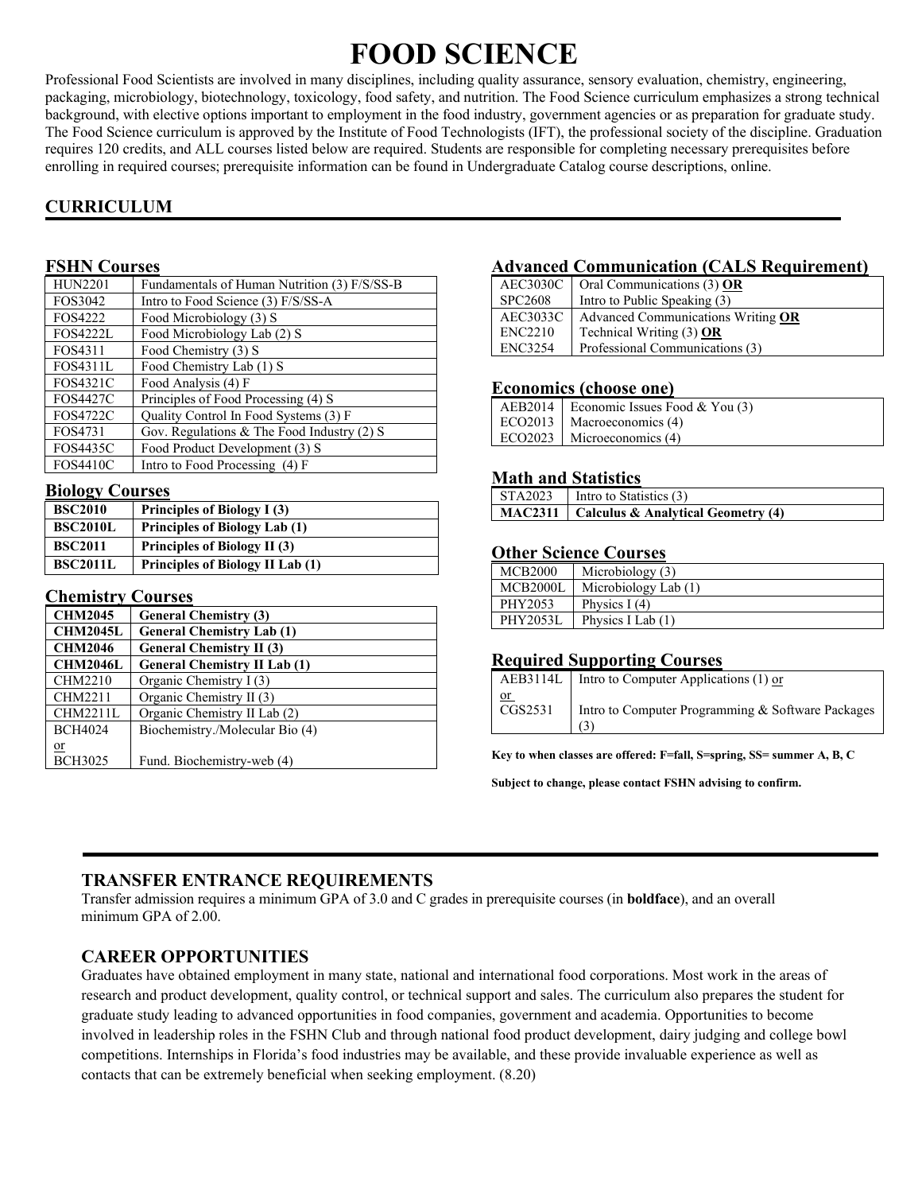# FOOD SCIENCE

Professional Food Scientists are involved in many disciplines, including quality assurance, sensory evaluation, chemistry, engineering, packaging, microbiology, biotechnology, toxicology, food safety, and nutrition. The Food Science curriculum emphasizes a strong technical background, with elective options important to employment in the food industry, government agencies or as preparation for graduate study. The Food Science curriculum is approved by the Institute of Food Technologists (IFT), the professional society of the discipline. Graduation requires 120 credits, and ALL courses listed below are required. Students are responsible for completing necessary prerequisites before enrolling in required courses; prerequisite information can be found in Undergraduate Catalog course descriptions, online.

## CURRICULUM

### FSHN Courses

| | |
|---|---|
| HUN2201 | Fundamentals of Human Nutrition (3) F/S/SS-B |
| FOS3042 | Intro to Food Science (3) F/S/SS-A |
| FOS4222 | Food Microbiology (3) S |
| FOS4222L | Food Microbiology Lab (2) S |
| FOS4311 | Food Chemistry (3) S |
| FOS4311L | Food Chemistry Lab (1) S |
| FOS4321C | Food Analysis (4) F |
| FOS4427C | Principles of Food Processing (4) S |
| FOS4722C | Quality Control In Food Systems (3) F |
| FOS4731 | Gov. Regulations & The Food Industry (2) S |
| FOS4435C | Food Product Development (3) S |
| FOS4410C | Intro to Food Processing (4) F |

### Biology Courses

| | |
|---|---|
| **BSC2010** | **Principles of Biology I (3)** |
| **BSC2010L** | **Principles of Biology Lab (1)** |
| **BSC2011** | **Principles of Biology II (3)** |
| **BSC2011L** | **Principles of Biology II Lab (1)** |

### Chemistry Courses

| | |
|---|---|
| **CHM2045** | **General Chemistry (3)** |
| **CHM2045L** | **General Chemistry Lab (1)** |
| **CHM2046** | **General Chemistry II (3)** |
| **CHM2046L** | **General Chemistry II Lab (1)** |
| CHM2210 | Organic Chemistry I (3) |
| CHM2211 | Organic Chemistry II (3) |
| CHM2211L | Organic Chemistry II Lab (2) |
| BCH4024 or BCH3025 | Biochemistry./Molecular Bio (4) Fund. Biochemistry-web (4) |

### Advanced Communication (CALS Requirement)

| | |
|---|---|
| AEC3030C SPC2608 | Oral Communications (3) **OR** Intro to Public Speaking (3) |
| AEC3033C ENC2210 ENC3254 | Advanced Communications Writing **OR** Technical Writing (3) **OR** Professional Communications (3) |

### Economics (choose one)

| | |
|---|---|
| AEB2014 | Economic Issues Food & You (3) |
| ECO2013 | Macroeconomics (4) |
| ECO2023 | Microeconomics (4) |

### Math and Statistics

| | |
|---|---|
| STA2023 | Intro to Statistics (3) |
| **MAC2311** | **Calculus & Analytical Geometry (4)** |

### Other Science Courses

| | |
|---|---|
| MCB2000 | Microbiology (3) |
| MCB2000L | Microbiology Lab (1) |
| PHY2053 | Physics I (4) |
| PHY2053L | Physics I Lab (1) |

### Required Supporting Courses

| | |
|---|---|
| AEB3114L or CGS2531 | Intro to Computer Applications (1) or Intro to Computer Programming & Software Packages (3) |

**Key to when classes are offered: F=fall, S=spring, SS= summer A, B, C**

**Subject to change, please contact FSHN advising to confirm.**

## TRANSFER ENTRANCE REQUIREMENTS

Transfer admission requires a minimum GPA of 3.0 and C grades in prerequisite courses (in **boldface**), and an overall minimum GPA of 2.00.

## CAREER OPPORTUNITIES

Graduates have obtained employment in many state, national and international food corporations. Most work in the areas of research and product development, quality control, or technical support and sales. The curriculum also prepares the student for graduate study leading to advanced opportunities in food companies, government and academia. Opportunities to become involved in leadership roles in the FSHN Club and through national food product development, dairy judging and college bowl competitions. Internships in Florida's food industries may be available, and these provide invaluable experience as well as contacts that can be extremely beneficial when seeking employment. (8.20)